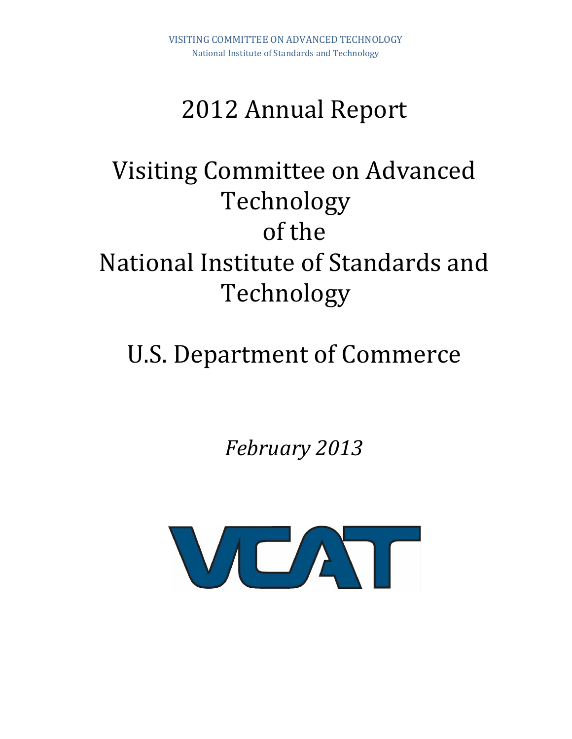VISITING COMMITTEE ON ADVANCED TECHNOLOGY
National Institute of Standards and Technology

# 2012 Annual Report

# Visiting Committee on Advanced Technology of the National Institute of Standards and Technology

# U.S. Department of Commerce

*February 2013*

VCAT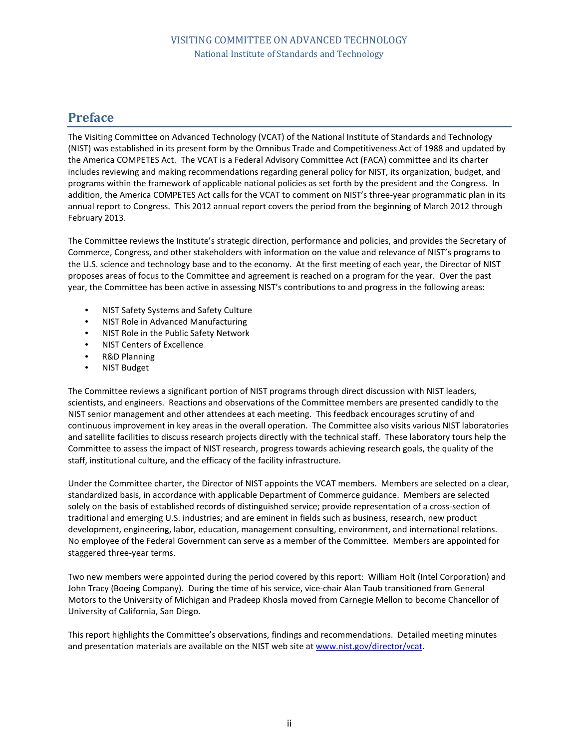## Preface

The Visiting Committee on Advanced Technology (VCAT) of the National Institute of Standards and Technology (NIST) was established in its present form by the Omnibus Trade and Competitiveness Act of 1988 and updated by the America COMPETES Act. The VCAT is a Federal Advisory Committee Act (FACA) committee and its charter includes reviewing and making recommendations regarding general policy for NIST, its organization, budget, and programs within the framework of applicable national policies as set forth by the president and the Congress. In addition, the America COMPETES Act calls for the VCAT to comment on NIST's three-year programmatic plan in its annual report to Congress. This 2012 annual report covers the period from the beginning of March 2012 through February 2013.

The Committee reviews the Institute's strategic direction, performance and policies, and provides the Secretary of Commerce, Congress, and other stakeholders with information on the value and relevance of NIST's programs to the U.S. science and technology base and to the economy. At the first meeting of each year, the Director of NIST proposes areas of focus to the Committee and agreement is reached on a program for the year. Over the past year, the Committee has been active in assessing NIST's contributions to and progress in the following areas:

- NIST Safety Systems and Safety Culture
- NIST Role in Advanced Manufacturing
- NIST Role in the Public Safety Network
- NIST Centers of Excellence
- R&D Planning
- NIST Budget

The Committee reviews a significant portion of NIST programs through direct discussion with NIST leaders, scientists, and engineers. Reactions and observations of the Committee members are presented candidly to the NIST senior management and other attendees at each meeting. This feedback encourages scrutiny of and continuous improvement in key areas in the overall operation. The Committee also visits various NIST laboratories and satellite facilities to discuss research projects directly with the technical staff. These laboratory tours help the Committee to assess the impact of NIST research, progress towards achieving research goals, the quality of the staff, institutional culture, and the efficacy of the facility infrastructure.

Under the Committee charter, the Director of NIST appoints the VCAT members. Members are selected on a clear, standardized basis, in accordance with applicable Department of Commerce guidance. Members are selected solely on the basis of established records of distinguished service; provide representation of a cross-section of traditional and emerging U.S. industries; and are eminent in fields such as business, research, new product development, engineering, labor, education, management consulting, environment, and international relations. No employee of the Federal Government can serve as a member of the Committee. Members are appointed for staggered three-year terms.

Two new members were appointed during the period covered by this report: William Holt (Intel Corporation) and John Tracy (Boeing Company). During the time of his service, vice-chair Alan Taub transitioned from General Motors to the University of Michigan and Pradeep Khosla moved from Carnegie Mellon to become Chancellor of University of California, San Diego.

This report highlights the Committee's observations, findings and recommendations. Detailed meeting minutes and presentation materials are available on the NIST web site at www.nist.gov/director/vcat.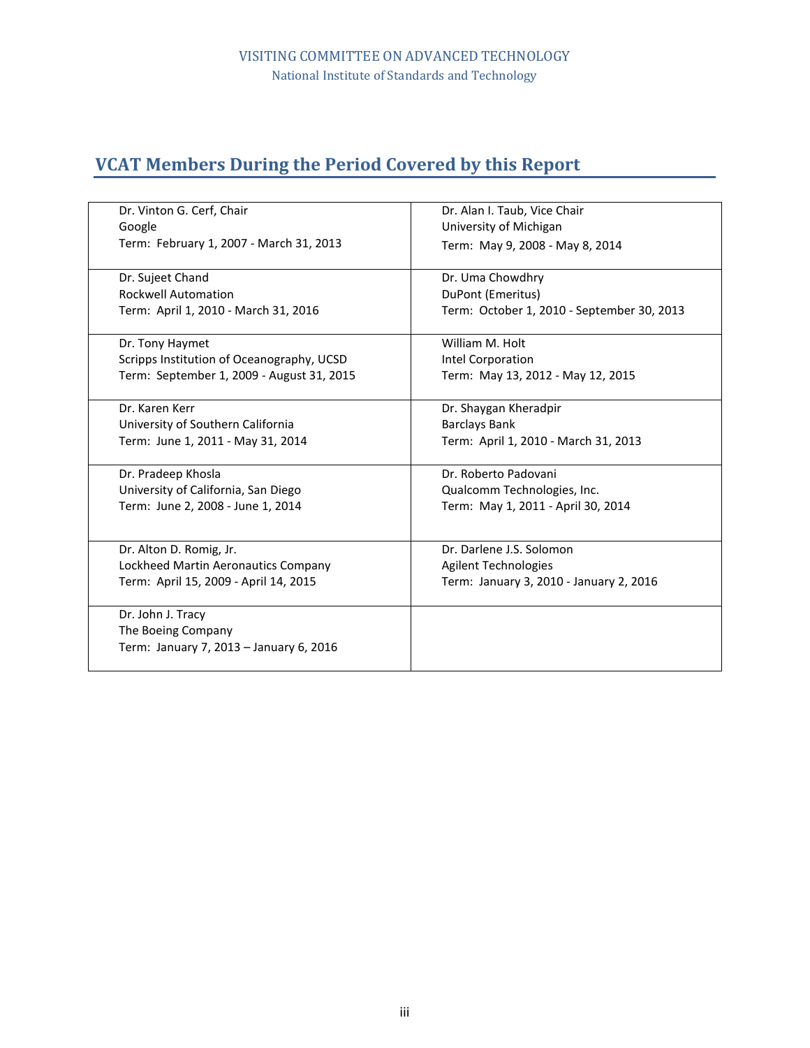# VCAT Members During the Period Covered by this Report

| | |
|---|---|
| Dr. Vinton G. Cerf, Chair<br>Google<br>Term: February 1, 2007 - March 31, 2013 | Dr. Alan I. Taub, Vice Chair<br>University of Michigan<br>Term: May 9, 2008 - May 8, 2014 |
| Dr. Sujeet Chand<br>Rockwell Automation<br>Term: April 1, 2010 - March 31, 2016 | Dr. Uma Chowdhry<br>DuPont (Emeritus)<br>Term: October 1, 2010 - September 30, 2013 |
| Dr. Tony Haymet<br>Scripps Institution of Oceanography, UCSD<br>Term: September 1, 2009 - August 31, 2015 | William M. Holt<br>Intel Corporation<br>Term: May 13, 2012 - May 12, 2015 |
| Dr. Karen Kerr<br>University of Southern California<br>Term: June 1, 2011 - May 31, 2014 | Dr. Shaygan Kheradpir<br>Barclays Bank<br>Term: April 1, 2010 - March 31, 2013 |
| Dr. Pradeep Khosla<br>University of California, San Diego<br>Term: June 2, 2008 - June 1, 2014 | Dr. Roberto Padovani<br>Qualcomm Technologies, Inc.<br>Term: May 1, 2011 - April 30, 2014 |
| Dr. Alton D. Romig, Jr.<br>Lockheed Martin Aeronautics Company<br>Term: April 15, 2009 - April 14, 2015 | Dr. Darlene J.S. Solomon<br>Agilent Technologies<br>Term: January 3, 2010 - January 2, 2016 |
| Dr. John J. Tracy<br>The Boeing Company<br>Term: January 7, 2013 – January 6, 2016 | |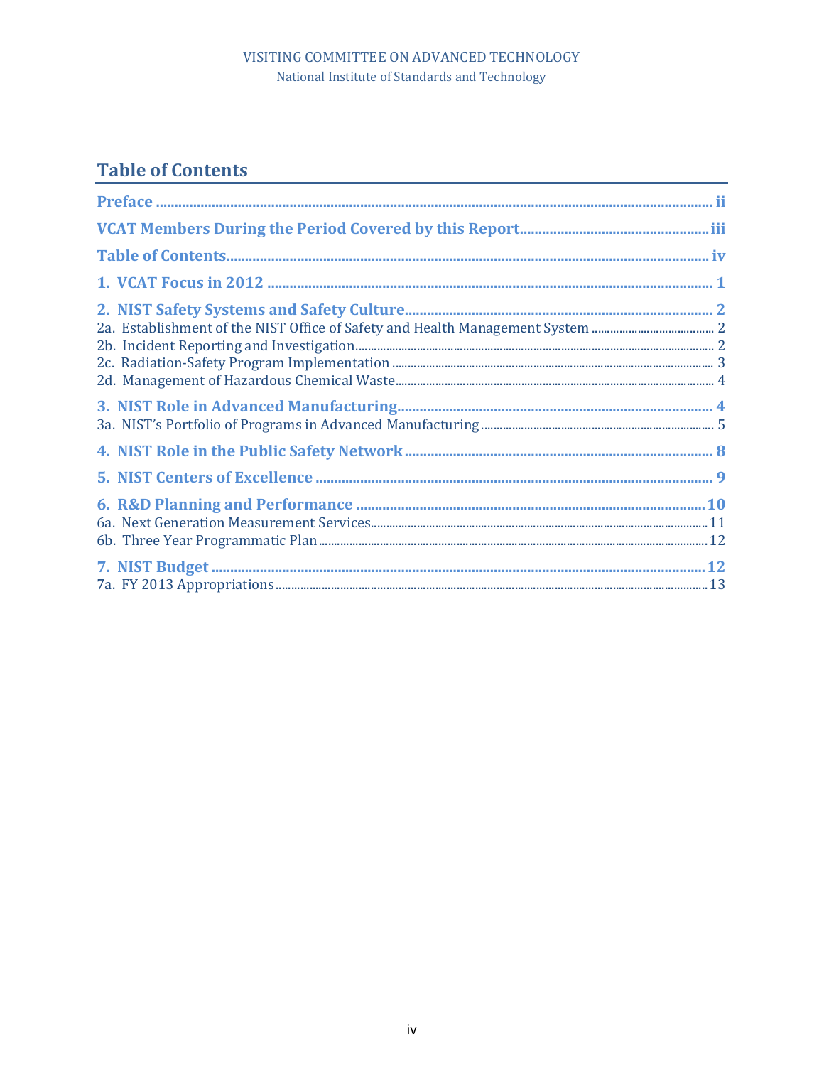## Table of Contents

**Preface** ..... ii

**VCAT Members During the Period Covered by this Report** ..... iii

**Table of Contents** ..... iv

**1. VCAT Focus in 2012** ..... 1

**2. NIST Safety Systems and Safety Culture** ..... 2

2a. Establishment of the NIST Office of Safety and Health Management System ..... 2

2b. Incident Reporting and Investigation ..... 2

2c. Radiation-Safety Program Implementation ..... 3

2d. Management of Hazardous Chemical Waste ..... 4

**3. NIST Role in Advanced Manufacturing** ..... 4

3a. NIST's Portfolio of Programs in Advanced Manufacturing ..... 5

**4. NIST Role in the Public Safety Network** ..... 8

**5. NIST Centers of Excellence** ..... 9

**6. R&D Planning and Performance** ..... 10

6a. Next Generation Measurement Services ..... 11

6b. Three Year Programmatic Plan ..... 12

**7. NIST Budget** ..... 12

7a. FY 2013 Appropriations ..... 13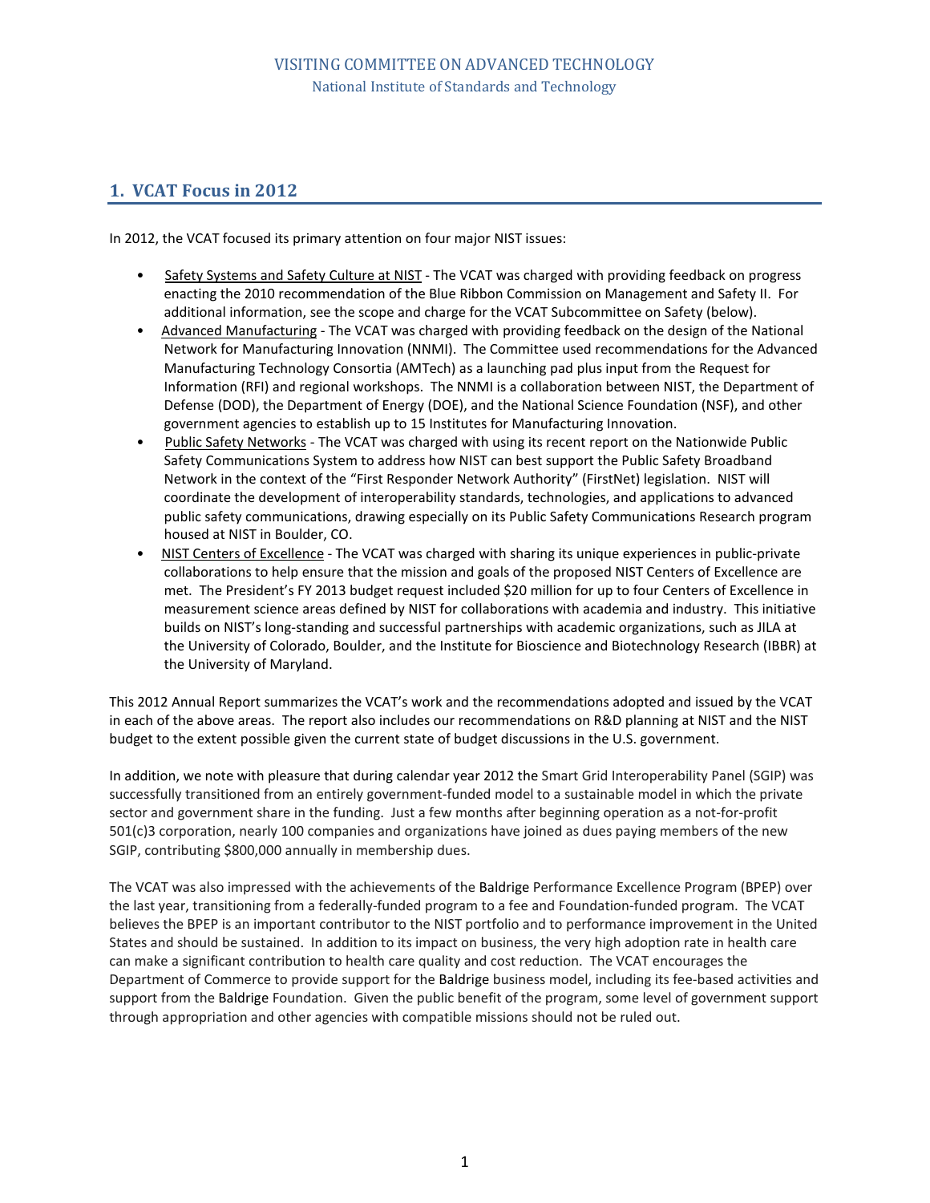VISITING COMMITTEE ON ADVANCED TECHNOLOGY
National Institute of Standards and Technology

## 1. VCAT Focus in 2012

In 2012, the VCAT focused its primary attention on four major NIST issues:

- Safety Systems and Safety Culture at NIST - The VCAT was charged with providing feedback on progress enacting the 2010 recommendation of the Blue Ribbon Commission on Management and Safety II. For additional information, see the scope and charge for the VCAT Subcommittee on Safety (below).
- Advanced Manufacturing - The VCAT was charged with providing feedback on the design of the National Network for Manufacturing Innovation (NNMI). The Committee used recommendations for the Advanced Manufacturing Technology Consortia (AMTech) as a launching pad plus input from the Request for Information (RFI) and regional workshops. The NNMI is a collaboration between NIST, the Department of Defense (DOD), the Department of Energy (DOE), and the National Science Foundation (NSF), and other government agencies to establish up to 15 Institutes for Manufacturing Innovation.
- Public Safety Networks - The VCAT was charged with using its recent report on the Nationwide Public Safety Communications System to address how NIST can best support the Public Safety Broadband Network in the context of the "First Responder Network Authority" (FirstNet) legislation. NIST will coordinate the development of interoperability standards, technologies, and applications to advanced public safety communications, drawing especially on its Public Safety Communications Research program housed at NIST in Boulder, CO.
- NIST Centers of Excellence - The VCAT was charged with sharing its unique experiences in public-private collaborations to help ensure that the mission and goals of the proposed NIST Centers of Excellence are met. The President's FY 2013 budget request included $20 million for up to four Centers of Excellence in measurement science areas defined by NIST for collaborations with academia and industry. This initiative builds on NIST's long-standing and successful partnerships with academic organizations, such as JILA at the University of Colorado, Boulder, and the Institute for Bioscience and Biotechnology Research (IBBR) at the University of Maryland.

This 2012 Annual Report summarizes the VCAT's work and the recommendations adopted and issued by the VCAT in each of the above areas. The report also includes our recommendations on R&D planning at NIST and the NIST budget to the extent possible given the current state of budget discussions in the U.S. government.

In addition, we note with pleasure that during calendar year 2012 the Smart Grid Interoperability Panel (SGIP) was successfully transitioned from an entirely government-funded model to a sustainable model in which the private sector and government share in the funding. Just a few months after beginning operation as a not-for-profit 501(c)3 corporation, nearly 100 companies and organizations have joined as dues paying members of the new SGIP, contributing $800,000 annually in membership dues.

The VCAT was also impressed with the achievements of the Baldrige Performance Excellence Program (BPEP) over the last year, transitioning from a federally-funded program to a fee and Foundation-funded program. The VCAT believes the BPEP is an important contributor to the NIST portfolio and to performance improvement in the United States and should be sustained. In addition to its impact on business, the very high adoption rate in health care can make a significant contribution to health care quality and cost reduction. The VCAT encourages the Department of Commerce to provide support for the Baldrige business model, including its fee-based activities and support from the Baldrige Foundation. Given the public benefit of the program, some level of government support through appropriation and other agencies with compatible missions should not be ruled out.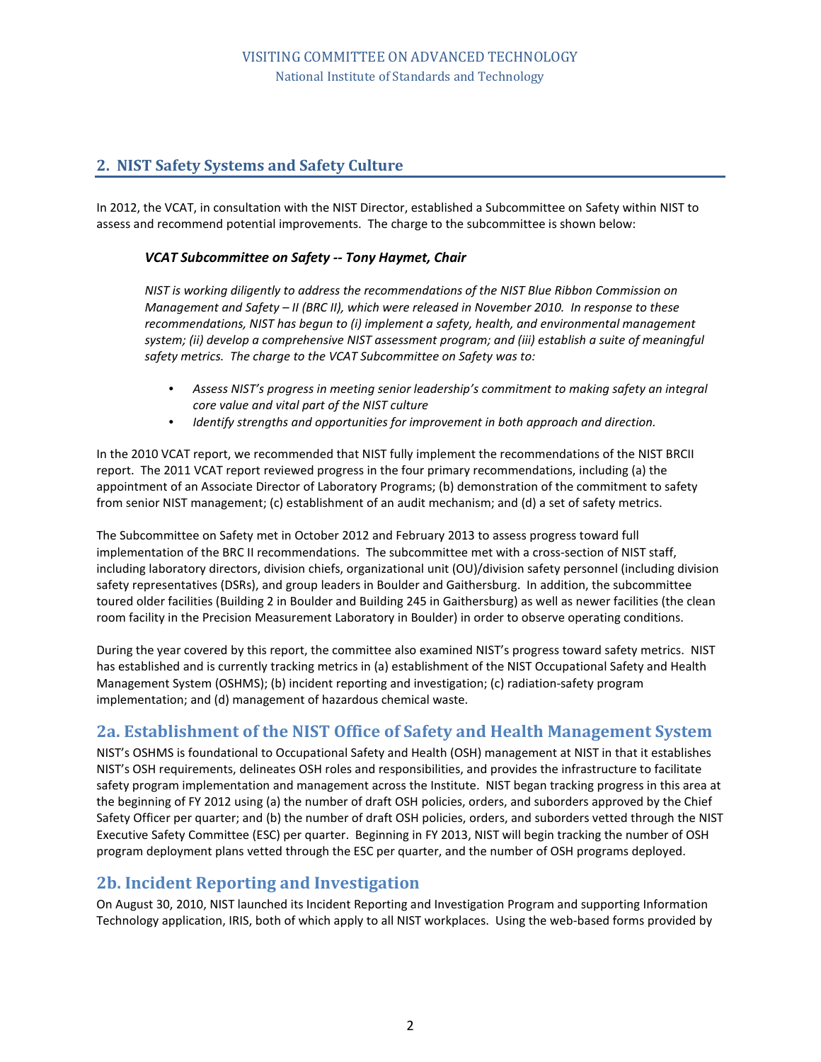## 2. NIST Safety Systems and Safety Culture

In 2012, the VCAT, in consultation with the NIST Director, established a Subcommittee on Safety within NIST to assess and recommend potential improvements. The charge to the subcommittee is shown below:

***VCAT Subcommittee on Safety -- Tony Haymet, Chair***

*NIST is working diligently to address the recommendations of the NIST Blue Ribbon Commission on Management and Safety – II (BRC II), which were released in November 2010. In response to these recommendations, NIST has begun to (i) implement a safety, health, and environmental management system; (ii) develop a comprehensive NIST assessment program; and (iii) establish a suite of meaningful safety metrics. The charge to the VCAT Subcommittee on Safety was to:*

- *Assess NIST's progress in meeting senior leadership's commitment to making safety an integral core value and vital part of the NIST culture*
- *Identify strengths and opportunities for improvement in both approach and direction.*

In the 2010 VCAT report, we recommended that NIST fully implement the recommendations of the NIST BRCII report. The 2011 VCAT report reviewed progress in the four primary recommendations, including (a) the appointment of an Associate Director of Laboratory Programs; (b) demonstration of the commitment to safety from senior NIST management; (c) establishment of an audit mechanism; and (d) a set of safety metrics.

The Subcommittee on Safety met in October 2012 and February 2013 to assess progress toward full implementation of the BRC II recommendations. The subcommittee met with a cross-section of NIST staff, including laboratory directors, division chiefs, organizational unit (OU)/division safety personnel (including division safety representatives (DSRs), and group leaders in Boulder and Gaithersburg. In addition, the subcommittee toured older facilities (Building 2 in Boulder and Building 245 in Gaithersburg) as well as newer facilities (the clean room facility in the Precision Measurement Laboratory in Boulder) in order to observe operating conditions.

During the year covered by this report, the committee also examined NIST's progress toward safety metrics. NIST has established and is currently tracking metrics in (a) establishment of the NIST Occupational Safety and Health Management System (OSHMS); (b) incident reporting and investigation; (c) radiation-safety program implementation; and (d) management of hazardous chemical waste.

### 2a. Establishment of the NIST Office of Safety and Health Management System

NIST's OSHMS is foundational to Occupational Safety and Health (OSH) management at NIST in that it establishes NIST's OSH requirements, delineates OSH roles and responsibilities, and provides the infrastructure to facilitate safety program implementation and management across the Institute. NIST began tracking progress in this area at the beginning of FY 2012 using (a) the number of draft OSH policies, orders, and suborders approved by the Chief Safety Officer per quarter; and (b) the number of draft OSH policies, orders, and suborders vetted through the NIST Executive Safety Committee (ESC) per quarter. Beginning in FY 2013, NIST will begin tracking the number of OSH program deployment plans vetted through the ESC per quarter, and the number of OSH programs deployed.

### 2b. Incident Reporting and Investigation

On August 30, 2010, NIST launched its Incident Reporting and Investigation Program and supporting Information Technology application, IRIS, both of which apply to all NIST workplaces. Using the web-based forms provided by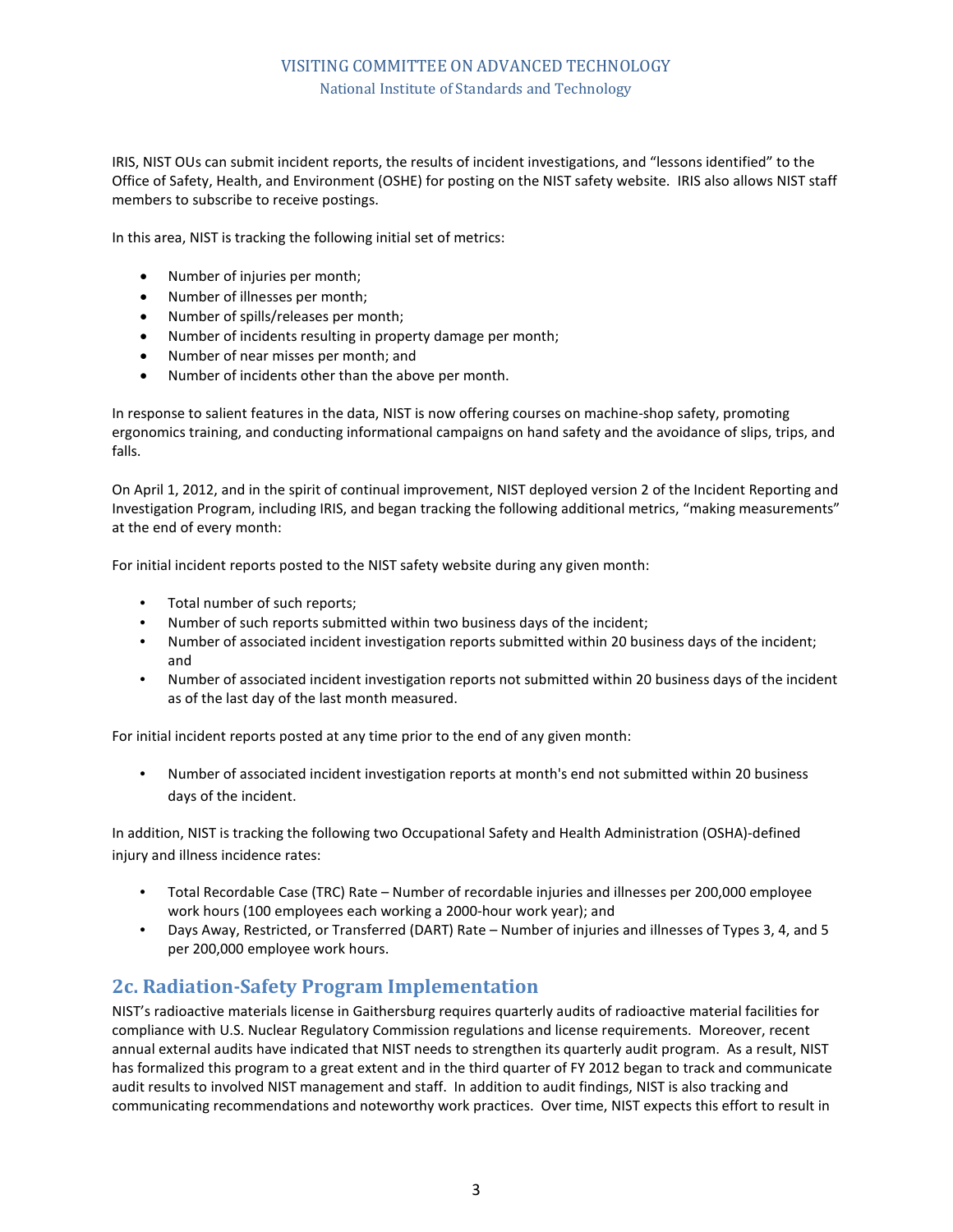IRIS, NIST OUs can submit incident reports, the results of incident investigations, and "lessons identified" to the Office of Safety, Health, and Environment (OSHE) for posting on the NIST safety website. IRIS also allows NIST staff members to subscribe to receive postings.

In this area, NIST is tracking the following initial set of metrics:

- Number of injuries per month;
- Number of illnesses per month;
- Number of spills/releases per month;
- Number of incidents resulting in property damage per month;
- Number of near misses per month; and
- Number of incidents other than the above per month.

In response to salient features in the data, NIST is now offering courses on machine-shop safety, promoting ergonomics training, and conducting informational campaigns on hand safety and the avoidance of slips, trips, and falls.

On April 1, 2012, and in the spirit of continual improvement, NIST deployed version 2 of the Incident Reporting and Investigation Program, including IRIS, and began tracking the following additional metrics, "making measurements" at the end of every month:

For initial incident reports posted to the NIST safety website during any given month:

- Total number of such reports;
- Number of such reports submitted within two business days of the incident;
- Number of associated incident investigation reports submitted within 20 business days of the incident; and
- Number of associated incident investigation reports not submitted within 20 business days of the incident as of the last day of the last month measured.

For initial incident reports posted at any time prior to the end of any given month:

- Number of associated incident investigation reports at month's end not submitted within 20 business days of the incident.

In addition, NIST is tracking the following two Occupational Safety and Health Administration (OSHA)-defined injury and illness incidence rates:

- Total Recordable Case (TRC) Rate – Number of recordable injuries and illnesses per 200,000 employee work hours (100 employees each working a 2000-hour work year); and
- Days Away, Restricted, or Transferred (DART) Rate – Number of injuries and illnesses of Types 3, 4, and 5 per 200,000 employee work hours.

## 2c. Radiation-Safety Program Implementation

NIST's radioactive materials license in Gaithersburg requires quarterly audits of radioactive material facilities for compliance with U.S. Nuclear Regulatory Commission regulations and license requirements. Moreover, recent annual external audits have indicated that NIST needs to strengthen its quarterly audit program. As a result, NIST has formalized this program to a great extent and in the third quarter of FY 2012 began to track and communicate audit results to involved NIST management and staff. In addition to audit findings, NIST is also tracking and communicating recommendations and noteworthy work practices. Over time, NIST expects this effort to result in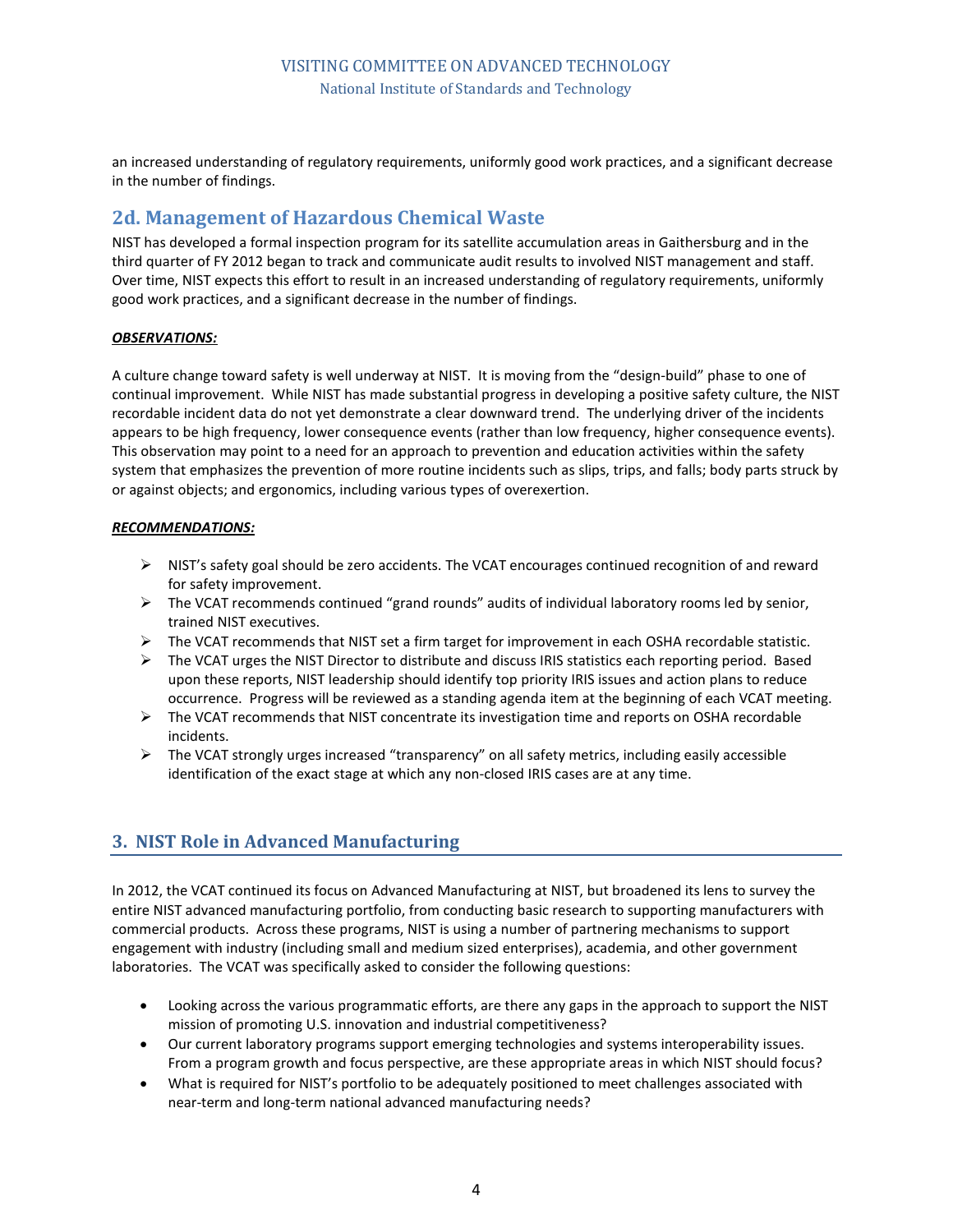an increased understanding of regulatory requirements, uniformly good work practices, and a significant decrease in the number of findings.

## 2d. Management of Hazardous Chemical Waste

NIST has developed a formal inspection program for its satellite accumulation areas in Gaithersburg and in the third quarter of FY 2012 began to track and communicate audit results to involved NIST management and staff. Over time, NIST expects this effort to result in an increased understanding of regulatory requirements, uniformly good work practices, and a significant decrease in the number of findings.

***OBSERVATIONS:***

A culture change toward safety is well underway at NIST. It is moving from the "design-build" phase to one of continual improvement. While NIST has made substantial progress in developing a positive safety culture, the NIST recordable incident data do not yet demonstrate a clear downward trend. The underlying driver of the incidents appears to be high frequency, lower consequence events (rather than low frequency, higher consequence events). This observation may point to a need for an approach to prevention and education activities within the safety system that emphasizes the prevention of more routine incidents such as slips, trips, and falls; body parts struck by or against objects; and ergonomics, including various types of overexertion.

***RECOMMENDATIONS:***

- NIST's safety goal should be zero accidents. The VCAT encourages continued recognition of and reward for safety improvement.
- The VCAT recommends continued "grand rounds" audits of individual laboratory rooms led by senior, trained NIST executives.
- The VCAT recommends that NIST set a firm target for improvement in each OSHA recordable statistic.
- The VCAT urges the NIST Director to distribute and discuss IRIS statistics each reporting period. Based upon these reports, NIST leadership should identify top priority IRIS issues and action plans to reduce occurrence. Progress will be reviewed as a standing agenda item at the beginning of each VCAT meeting.
- The VCAT recommends that NIST concentrate its investigation time and reports on OSHA recordable incidents.
- The VCAT strongly urges increased "transparency" on all safety metrics, including easily accessible identification of the exact stage at which any non-closed IRIS cases are at any time.

## 3. NIST Role in Advanced Manufacturing

In 2012, the VCAT continued its focus on Advanced Manufacturing at NIST, but broadened its lens to survey the entire NIST advanced manufacturing portfolio, from conducting basic research to supporting manufacturers with commercial products. Across these programs, NIST is using a number of partnering mechanisms to support engagement with industry (including small and medium sized enterprises), academia, and other government laboratories. The VCAT was specifically asked to consider the following questions:

- Looking across the various programmatic efforts, are there any gaps in the approach to support the NIST mission of promoting U.S. innovation and industrial competitiveness?
- Our current laboratory programs support emerging technologies and systems interoperability issues. From a program growth and focus perspective, are these appropriate areas in which NIST should focus?
- What is required for NIST's portfolio to be adequately positioned to meet challenges associated with near-term and long-term national advanced manufacturing needs?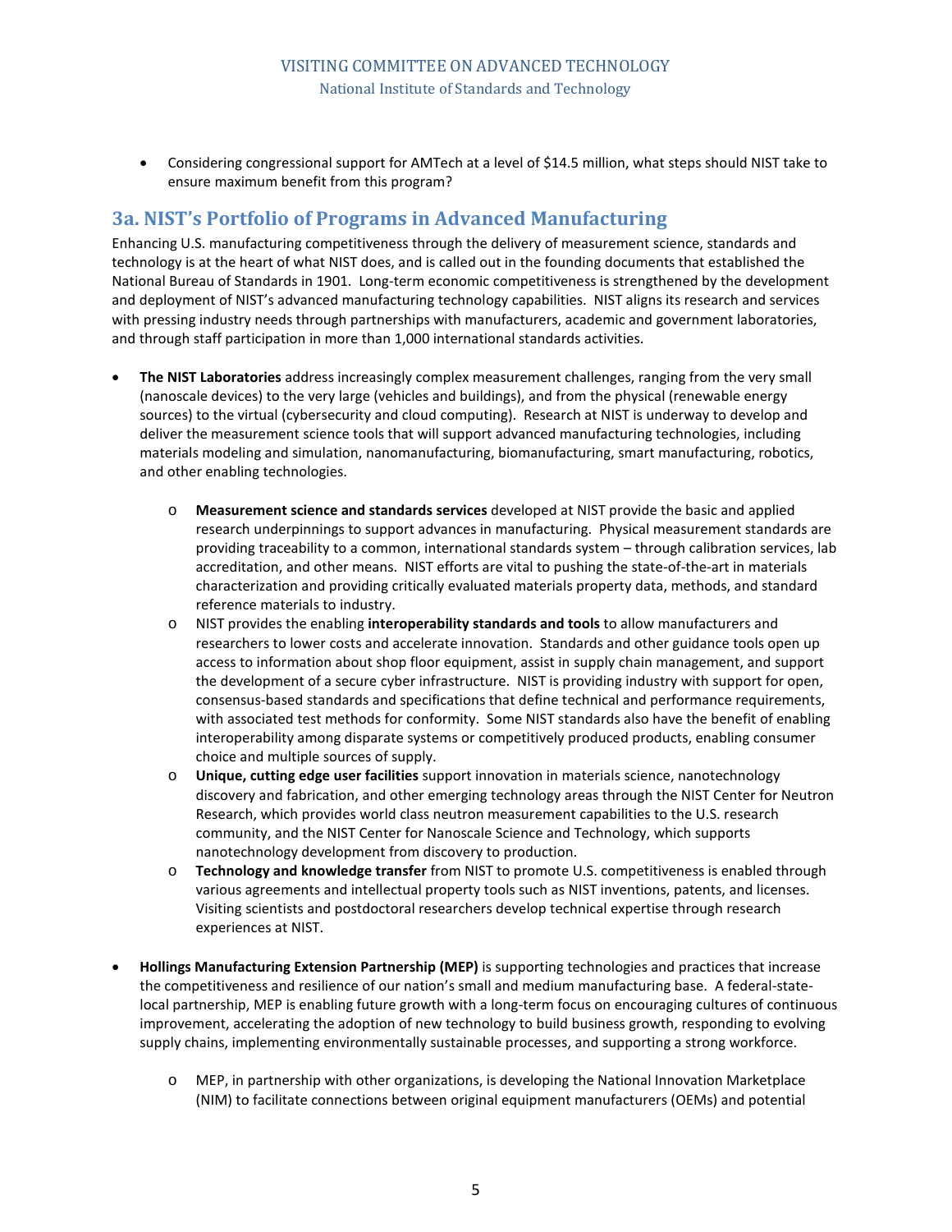- Considering congressional support for AMTech at a level of $14.5 million, what steps should NIST take to ensure maximum benefit from this program?

## 3a. NIST's Portfolio of Programs in Advanced Manufacturing

Enhancing U.S. manufacturing competitiveness through the delivery of measurement science, standards and technology is at the heart of what NIST does, and is called out in the founding documents that established the National Bureau of Standards in 1901. Long-term economic competitiveness is strengthened by the development and deployment of NIST's advanced manufacturing technology capabilities. NIST aligns its research and services with pressing industry needs through partnerships with manufacturers, academic and government laboratories, and through staff participation in more than 1,000 international standards activities.

- **The NIST Laboratories** address increasingly complex measurement challenges, ranging from the very small (nanoscale devices) to the very large (vehicles and buildings), and from the physical (renewable energy sources) to the virtual (cybersecurity and cloud computing). Research at NIST is underway to develop and deliver the measurement science tools that will support advanced manufacturing technologies, including materials modeling and simulation, nanomanufacturing, biomanufacturing, smart manufacturing, robotics, and other enabling technologies.
  - **Measurement science and standards services** developed at NIST provide the basic and applied research underpinnings to support advances in manufacturing. Physical measurement standards are providing traceability to a common, international standards system – through calibration services, lab accreditation, and other means. NIST efforts are vital to pushing the state-of-the-art in materials characterization and providing critically evaluated materials property data, methods, and standard reference materials to industry.
  - NIST provides the enabling **interoperability standards and tools** to allow manufacturers and researchers to lower costs and accelerate innovation. Standards and other guidance tools open up access to information about shop floor equipment, assist in supply chain management, and support the development of a secure cyber infrastructure. NIST is providing industry with support for open, consensus-based standards and specifications that define technical and performance requirements, with associated test methods for conformity. Some NIST standards also have the benefit of enabling interoperability among disparate systems or competitively produced products, enabling consumer choice and multiple sources of supply.
  - **Unique, cutting edge user facilities** support innovation in materials science, nanotechnology discovery and fabrication, and other emerging technology areas through the NIST Center for Neutron Research, which provides world class neutron measurement capabilities to the U.S. research community, and the NIST Center for Nanoscale Science and Technology, which supports nanotechnology development from discovery to production.
  - **Technology and knowledge transfer** from NIST to promote U.S. competitiveness is enabled through various agreements and intellectual property tools such as NIST inventions, patents, and licenses. Visiting scientists and postdoctoral researchers develop technical expertise through research experiences at NIST.

- **Hollings Manufacturing Extension Partnership (MEP)** is supporting technologies and practices that increase the competitiveness and resilience of our nation's small and medium manufacturing base. A federal-state-local partnership, MEP is enabling future growth with a long-term focus on encouraging cultures of continuous improvement, accelerating the adoption of new technology to build business growth, responding to evolving supply chains, implementing environmentally sustainable processes, and supporting a strong workforce.
  - MEP, in partnership with other organizations, is developing the National Innovation Marketplace (NIM) to facilitate connections between original equipment manufacturers (OEMs) and potential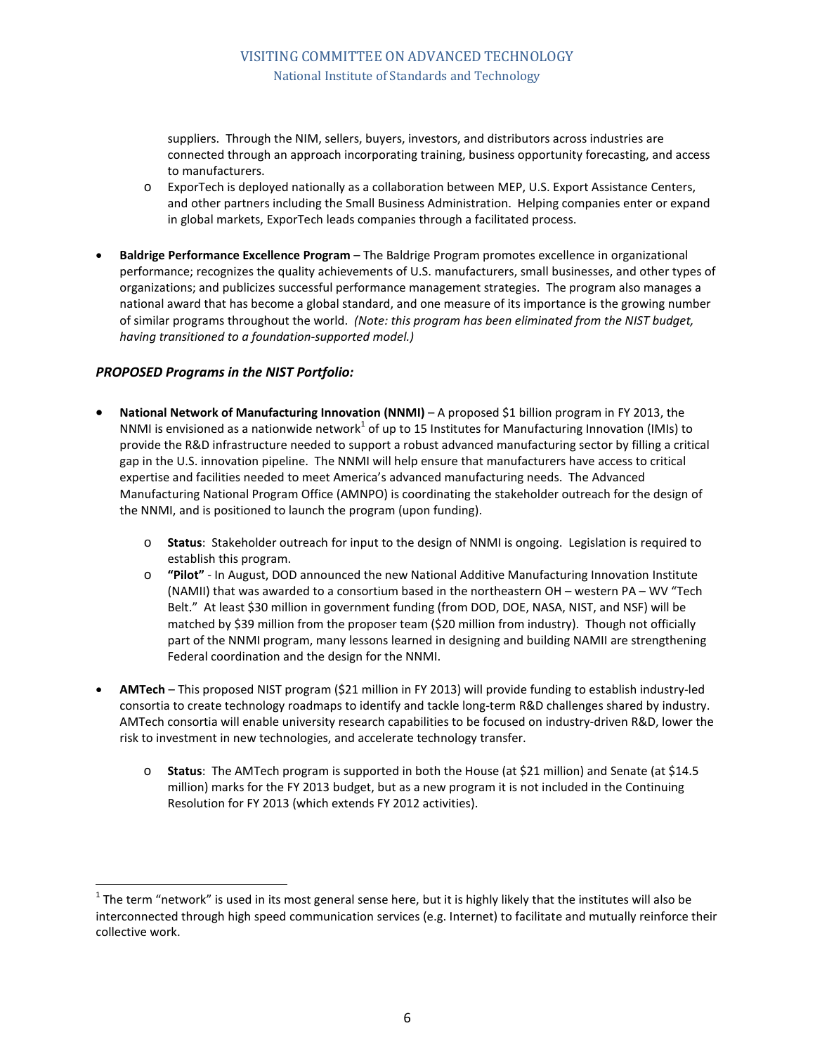suppliers. Through the NIM, sellers, buyers, investors, and distributors across industries are connected through an approach incorporating training, business opportunity forecasting, and access to manufacturers.

- ExporTech is deployed nationally as a collaboration between MEP, U.S. Export Assistance Centers, and other partners including the Small Business Administration. Helping companies enter or expand in global markets, ExporTech leads companies through a facilitated process.

- **Baldrige Performance Excellence Program** – The Baldrige Program promotes excellence in organizational performance; recognizes the quality achievements of U.S. manufacturers, small businesses, and other types of organizations; and publicizes successful performance management strategies. The program also manages a national award that has become a global standard, and one measure of its importance is the growing number of similar programs throughout the world. *(Note: this program has been eliminated from the NIST budget, having transitioned to a foundation-supported model.)*

### *PROPOSED Programs in the NIST Portfolio:*

- **National Network of Manufacturing Innovation (NNMI)** – A proposed $1 billion program in FY 2013, the NNMI is envisioned as a nationwide network[1] of up to 15 Institutes for Manufacturing Innovation (IMIs) to provide the R&D infrastructure needed to support a robust advanced manufacturing sector by filling a critical gap in the U.S. innovation pipeline. The NNMI will help ensure that manufacturers have access to critical expertise and facilities needed to meet America's advanced manufacturing needs. The Advanced Manufacturing National Program Office (AMNPO) is coordinating the stakeholder outreach for the design of the NNMI, and is positioned to launch the program (upon funding).
  - **Status**: Stakeholder outreach for input to the design of NNMI is ongoing. Legislation is required to establish this program.
  - **"Pilot"** - In August, DOD announced the new National Additive Manufacturing Innovation Institute (NAMII) that was awarded to a consortium based in the northeastern OH – western PA – WV "Tech Belt." At least $30 million in government funding (from DOD, DOE, NASA, NIST, and NSF) will be matched by $39 million from the proposer team ($20 million from industry). Though not officially part of the NNMI program, many lessons learned in designing and building NAMII are strengthening Federal coordination and the design for the NNMI.

- **AMTech** – This proposed NIST program ($21 million in FY 2013) will provide funding to establish industry-led consortia to create technology roadmaps to identify and tackle long-term R&D challenges shared by industry. AMTech consortia will enable university research capabilities to be focused on industry-driven R&D, lower the risk to investment in new technologies, and accelerate technology transfer.
  - **Status**: The AMTech program is supported in both the House (at $21 million) and Senate (at $14.5 million) marks for the FY 2013 budget, but as a new program it is not included in the Continuing Resolution for FY 2013 (which extends FY 2012 activities).

---

[1] The term "network" is used in its most general sense here, but it is highly likely that the institutes will also be interconnected through high speed communication services (e.g. Internet) to facilitate and mutually reinforce their collective work.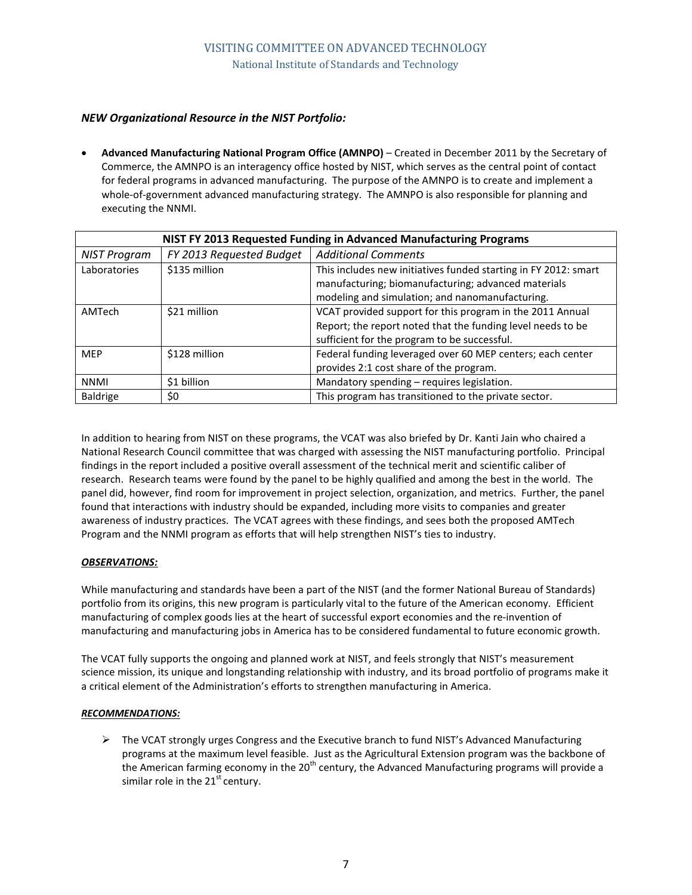### *NEW Organizational Resource in the NIST Portfolio:*

- **Advanced Manufacturing National Program Office (AMNPO)** – Created in December 2011 by the Secretary of Commerce, the AMNPO is an interagency office hosted by NIST, which serves as the central point of contact for federal programs in advanced manufacturing. The purpose of the AMNPO is to create and implement a whole-of-government advanced manufacturing strategy. The AMNPO is also responsible for planning and executing the NNMI.

| **NIST FY 2013 Requested Funding in Advanced Manufacturing Programs** | | |
|---|---|---|
| *NIST Program* | *FY 2013 Requested Budget* | *Additional Comments* |
| Laboratories | $135 million | This includes new initiatives funded starting in FY 2012: smart manufacturing; biomanufacturing; advanced materials modeling and simulation; and nanomanufacturing. |
| AMTech | $21 million | VCAT provided support for this program in the 2011 Annual Report; the report noted that the funding level needs to be sufficient for the program to be successful. |
| MEP | $128 million | Federal funding leveraged over 60 MEP centers; each center provides 2:1 cost share of the program. |
| NNMI | $1 billion | Mandatory spending – requires legislation. |
| Baldrige | $0 | This program has transitioned to the private sector. |

In addition to hearing from NIST on these programs, the VCAT was also briefed by Dr. Kanti Jain who chaired a National Research Council committee that was charged with assessing the NIST manufacturing portfolio. Principal findings in the report included a positive overall assessment of the technical merit and scientific caliber of research. Research teams were found by the panel to be highly qualified and among the best in the world. The panel did, however, find room for improvement in project selection, organization, and metrics. Further, the panel found that interactions with industry should be expanded, including more visits to companies and greater awareness of industry practices. The VCAT agrees with these findings, and sees both the proposed AMTech Program and the NNMI program as efforts that will help strengthen NIST's ties to industry.

***OBSERVATIONS:***

While manufacturing and standards have been a part of the NIST (and the former National Bureau of Standards) portfolio from its origins, this new program is particularly vital to the future of the American economy. Efficient manufacturing of complex goods lies at the heart of successful export economies and the re-invention of manufacturing and manufacturing jobs in America has to be considered fundamental to future economic growth.

The VCAT fully supports the ongoing and planned work at NIST, and feels strongly that NIST's measurement science mission, its unique and longstanding relationship with industry, and its broad portfolio of programs make it a critical element of the Administration's efforts to strengthen manufacturing in America.

***RECOMMENDATIONS:***

- The VCAT strongly urges Congress and the Executive branch to fund NIST's Advanced Manufacturing programs at the maximum level feasible. Just as the Agricultural Extension program was the backbone of the American farming economy in the 20th century, the Advanced Manufacturing programs will provide a similar role in the 21st century.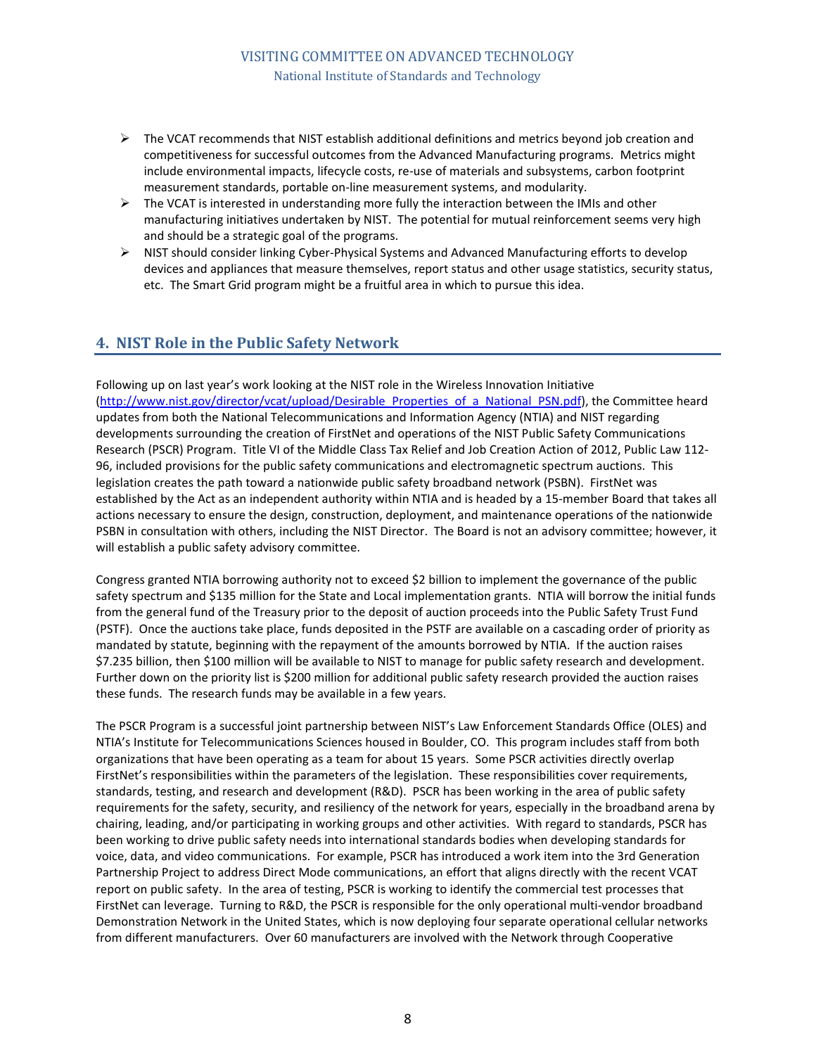- The VCAT recommends that NIST establish additional definitions and metrics beyond job creation and competitiveness for successful outcomes from the Advanced Manufacturing programs. Metrics might include environmental impacts, lifecycle costs, re-use of materials and subsystems, carbon footprint measurement standards, portable on-line measurement systems, and modularity.
- The VCAT is interested in understanding more fully the interaction between the IMIs and other manufacturing initiatives undertaken by NIST. The potential for mutual reinforcement seems very high and should be a strategic goal of the programs.
- NIST should consider linking Cyber-Physical Systems and Advanced Manufacturing efforts to develop devices and appliances that measure themselves, report status and other usage statistics, security status, etc. The Smart Grid program might be a fruitful area in which to pursue this idea.

## 4. NIST Role in the Public Safety Network

Following up on last year's work looking at the NIST role in the Wireless Innovation Initiative (http://www.nist.gov/director/vcat/upload/Desirable_Properties_of_a_National_PSN.pdf), the Committee heard updates from both the National Telecommunications and Information Agency (NTIA) and NIST regarding developments surrounding the creation of FirstNet and operations of the NIST Public Safety Communications Research (PSCR) Program. Title VI of the Middle Class Tax Relief and Job Creation Action of 2012, Public Law 112-96, included provisions for the public safety communications and electromagnetic spectrum auctions. This legislation creates the path toward a nationwide public safety broadband network (PSBN). FirstNet was established by the Act as an independent authority within NTIA and is headed by a 15-member Board that takes all actions necessary to ensure the design, construction, deployment, and maintenance operations of the nationwide PSBN in consultation with others, including the NIST Director. The Board is not an advisory committee; however, it will establish a public safety advisory committee.

Congress granted NTIA borrowing authority not to exceed $2 billion to implement the governance of the public safety spectrum and $135 million for the State and Local implementation grants. NTIA will borrow the initial funds from the general fund of the Treasury prior to the deposit of auction proceeds into the Public Safety Trust Fund (PSTF). Once the auctions take place, funds deposited in the PSTF are available on a cascading order of priority as mandated by statute, beginning with the repayment of the amounts borrowed by NTIA. If the auction raises $7.235 billion, then $100 million will be available to NIST to manage for public safety research and development. Further down on the priority list is $200 million for additional public safety research provided the auction raises these funds. The research funds may be available in a few years.

The PSCR Program is a successful joint partnership between NIST's Law Enforcement Standards Office (OLES) and NTIA's Institute for Telecommunications Sciences housed in Boulder, CO. This program includes staff from both organizations that have been operating as a team for about 15 years. Some PSCR activities directly overlap FirstNet's responsibilities within the parameters of the legislation. These responsibilities cover requirements, standards, testing, and research and development (R&D). PSCR has been working in the area of public safety requirements for the safety, security, and resiliency of the network for years, especially in the broadband arena by chairing, leading, and/or participating in working groups and other activities. With regard to standards, PSCR has been working to drive public safety needs into international standards bodies when developing standards for voice, data, and video communications. For example, PSCR has introduced a work item into the 3rd Generation Partnership Project to address Direct Mode communications, an effort that aligns directly with the recent VCAT report on public safety. In the area of testing, PSCR is working to identify the commercial test processes that FirstNet can leverage. Turning to R&D, the PSCR is responsible for the only operational multi-vendor broadband Demonstration Network in the United States, which is now deploying four separate operational cellular networks from different manufacturers. Over 60 manufacturers are involved with the Network through Cooperative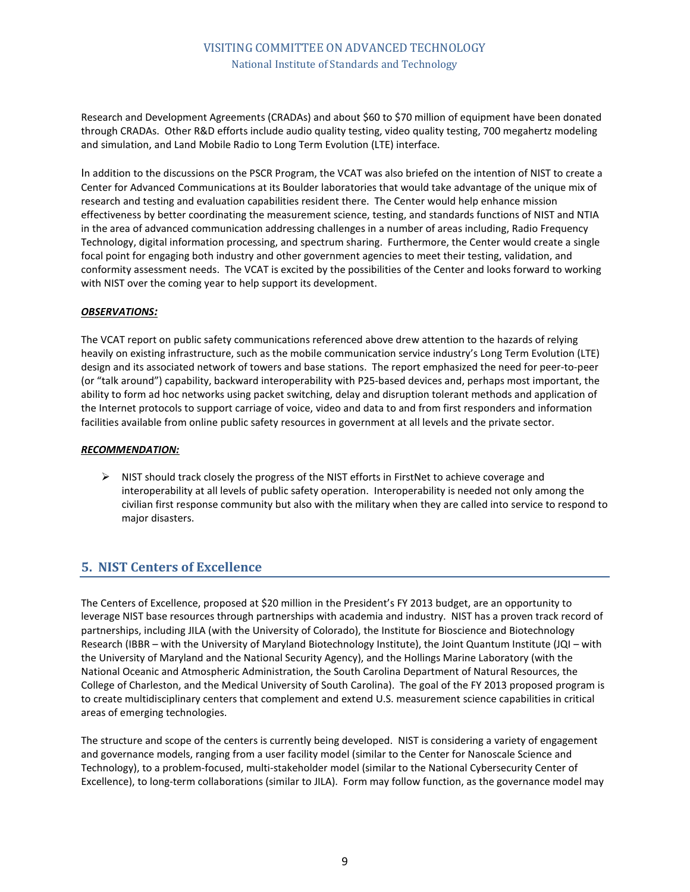Research and Development Agreements (CRADAs) and about $60 to $70 million of equipment have been donated through CRADAs. Other R&D efforts include audio quality testing, video quality testing, 700 megahertz modeling and simulation, and Land Mobile Radio to Long Term Evolution (LTE) interface.

In addition to the discussions on the PSCR Program, the VCAT was also briefed on the intention of NIST to create a Center for Advanced Communications at its Boulder laboratories that would take advantage of the unique mix of research and testing and evaluation capabilities resident there. The Center would help enhance mission effectiveness by better coordinating the measurement science, testing, and standards functions of NIST and NTIA in the area of advanced communication addressing challenges in a number of areas including, Radio Frequency Technology, digital information processing, and spectrum sharing. Furthermore, the Center would create a single focal point for engaging both industry and other government agencies to meet their testing, validation, and conformity assessment needs. The VCAT is excited by the possibilities of the Center and looks forward to working with NIST over the coming year to help support its development.

***OBSERVATIONS:***

The VCAT report on public safety communications referenced above drew attention to the hazards of relying heavily on existing infrastructure, such as the mobile communication service industry's Long Term Evolution (LTE) design and its associated network of towers and base stations. The report emphasized the need for peer-to-peer (or "talk around") capability, backward interoperability with P25-based devices and, perhaps most important, the ability to form ad hoc networks using packet switching, delay and disruption tolerant methods and application of the Internet protocols to support carriage of voice, video and data to and from first responders and information facilities available from online public safety resources in government at all levels and the private sector.

***RECOMMENDATION:***

- NIST should track closely the progress of the NIST efforts in FirstNet to achieve coverage and interoperability at all levels of public safety operation. Interoperability is needed not only among the civilian first response community but also with the military when they are called into service to respond to major disasters.

## 5. NIST Centers of Excellence

The Centers of Excellence, proposed at $20 million in the President's FY 2013 budget, are an opportunity to leverage NIST base resources through partnerships with academia and industry. NIST has a proven track record of partnerships, including JILA (with the University of Colorado), the Institute for Bioscience and Biotechnology Research (IBBR – with the University of Maryland Biotechnology Institute), the Joint Quantum Institute (JQI – with the University of Maryland and the National Security Agency), and the Hollings Marine Laboratory (with the National Oceanic and Atmospheric Administration, the South Carolina Department of Natural Resources, the College of Charleston, and the Medical University of South Carolina). The goal of the FY 2013 proposed program is to create multidisciplinary centers that complement and extend U.S. measurement science capabilities in critical areas of emerging technologies.

The structure and scope of the centers is currently being developed. NIST is considering a variety of engagement and governance models, ranging from a user facility model (similar to the Center for Nanoscale Science and Technology), to a problem-focused, multi-stakeholder model (similar to the National Cybersecurity Center of Excellence), to long-term collaborations (similar to JILA). Form may follow function, as the governance model may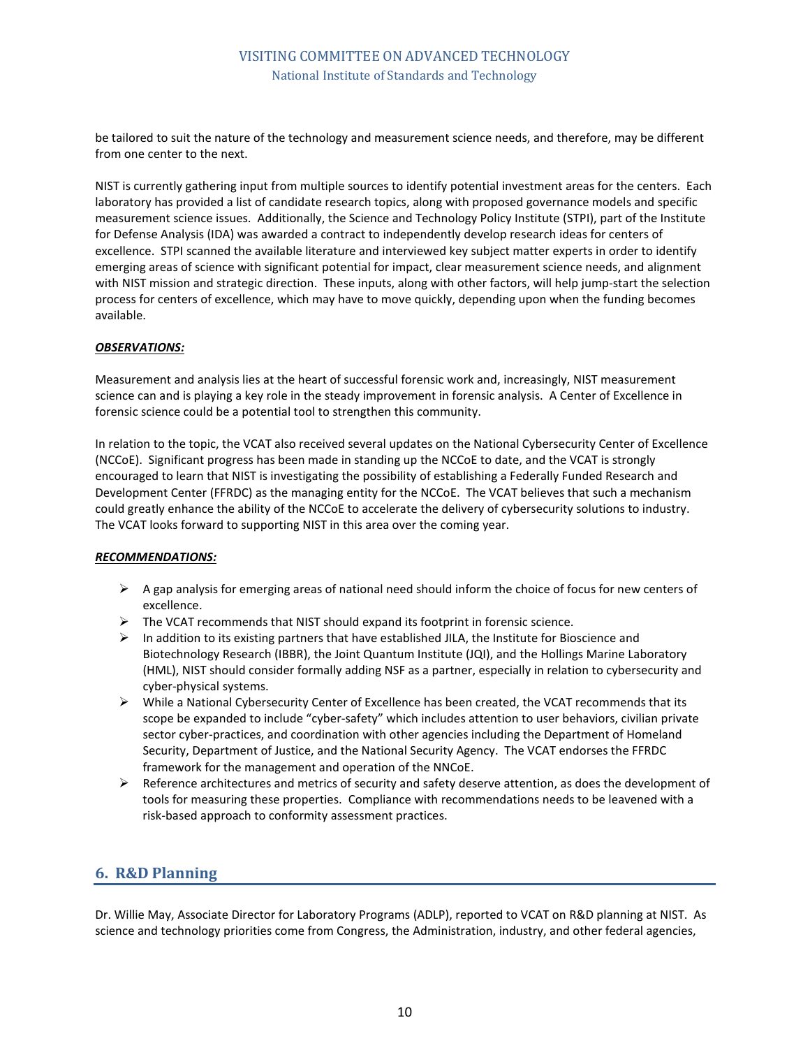be tailored to suit the nature of the technology and measurement science needs, and therefore, may be different from one center to the next.

NIST is currently gathering input from multiple sources to identify potential investment areas for the centers. Each laboratory has provided a list of candidate research topics, along with proposed governance models and specific measurement science issues. Additionally, the Science and Technology Policy Institute (STPI), part of the Institute for Defense Analysis (IDA) was awarded a contract to independently develop research ideas for centers of excellence. STPI scanned the available literature and interviewed key subject matter experts in order to identify emerging areas of science with significant potential for impact, clear measurement science needs, and alignment with NIST mission and strategic direction. These inputs, along with other factors, will help jump-start the selection process for centers of excellence, which may have to move quickly, depending upon when the funding becomes available.

***OBSERVATIONS:***

Measurement and analysis lies at the heart of successful forensic work and, increasingly, NIST measurement science can and is playing a key role in the steady improvement in forensic analysis. A Center of Excellence in forensic science could be a potential tool to strengthen this community.

In relation to the topic, the VCAT also received several updates on the National Cybersecurity Center of Excellence (NCCoE). Significant progress has been made in standing up the NCCoE to date, and the VCAT is strongly encouraged to learn that NIST is investigating the possibility of establishing a Federally Funded Research and Development Center (FFRDC) as the managing entity for the NCCoE. The VCAT believes that such a mechanism could greatly enhance the ability of the NCCoE to accelerate the delivery of cybersecurity solutions to industry. The VCAT looks forward to supporting NIST in this area over the coming year.

***RECOMMENDATIONS:***

- A gap analysis for emerging areas of national need should inform the choice of focus for new centers of excellence.
- The VCAT recommends that NIST should expand its footprint in forensic science.
- In addition to its existing partners that have established JILA, the Institute for Bioscience and Biotechnology Research (IBBR), the Joint Quantum Institute (JQI), and the Hollings Marine Laboratory (HML), NIST should consider formally adding NSF as a partner, especially in relation to cybersecurity and cyber-physical systems.
- While a National Cybersecurity Center of Excellence has been created, the VCAT recommends that its scope be expanded to include "cyber-safety" which includes attention to user behaviors, civilian private sector cyber-practices, and coordination with other agencies including the Department of Homeland Security, Department of Justice, and the National Security Agency. The VCAT endorses the FFRDC framework for the management and operation of the NNCoE.
- Reference architectures and metrics of security and safety deserve attention, as does the development of tools for measuring these properties. Compliance with recommendations needs to be leavened with a risk-based approach to conformity assessment practices.

## 6. R&D Planning

Dr. Willie May, Associate Director for Laboratory Programs (ADLP), reported to VCAT on R&D planning at NIST. As science and technology priorities come from Congress, the Administration, industry, and other federal agencies,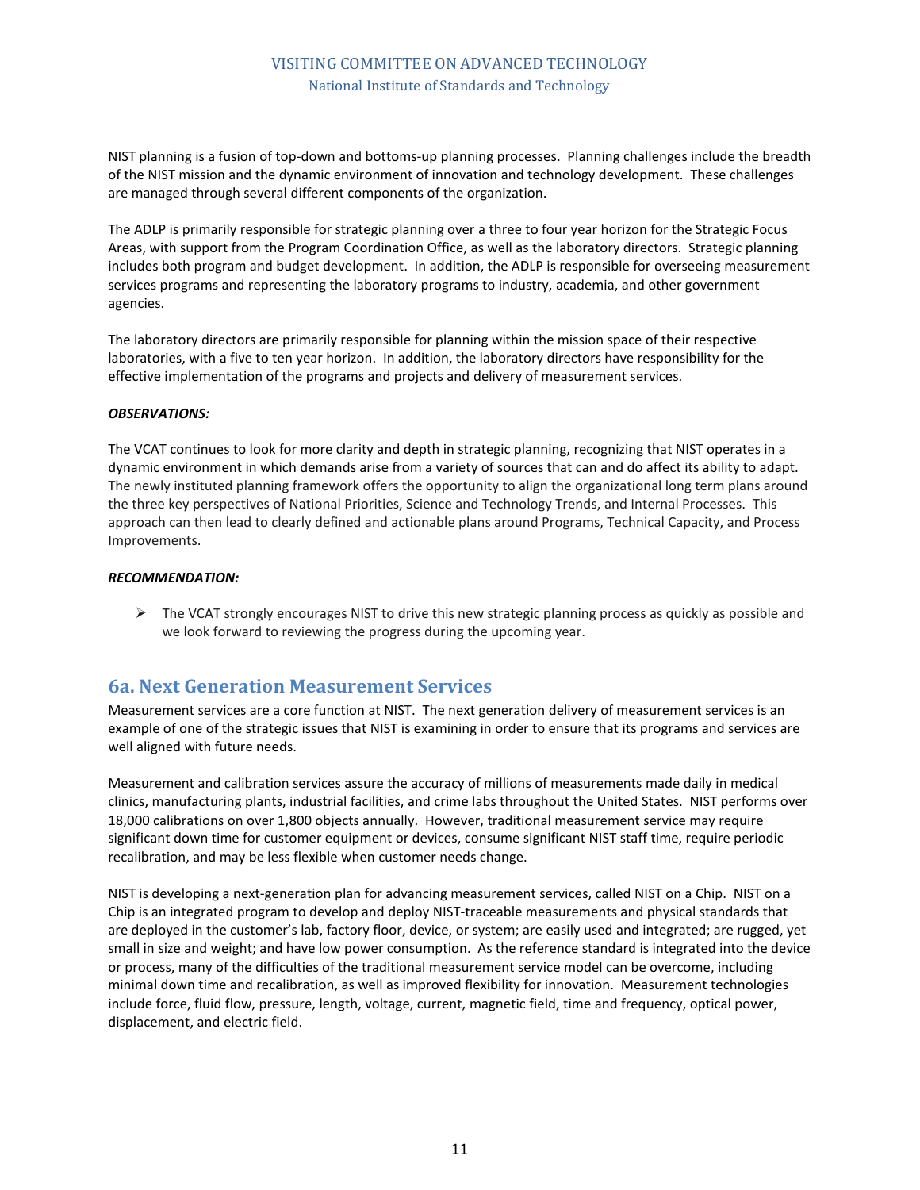NIST planning is a fusion of top-down and bottoms-up planning processes. Planning challenges include the breadth of the NIST mission and the dynamic environment of innovation and technology development. These challenges are managed through several different components of the organization.

The ADLP is primarily responsible for strategic planning over a three to four year horizon for the Strategic Focus Areas, with support from the Program Coordination Office, as well as the laboratory directors. Strategic planning includes both program and budget development. In addition, the ADLP is responsible for overseeing measurement services programs and representing the laboratory programs to industry, academia, and other government agencies.

The laboratory directors are primarily responsible for planning within the mission space of their respective laboratories, with a five to ten year horizon. In addition, the laboratory directors have responsibility for the effective implementation of the programs and projects and delivery of measurement services.

***OBSERVATIONS:***

The VCAT continues to look for more clarity and depth in strategic planning, recognizing that NIST operates in a dynamic environment in which demands arise from a variety of sources that can and do affect its ability to adapt. The newly instituted planning framework offers the opportunity to align the organizational long term plans around the three key perspectives of National Priorities, Science and Technology Trends, and Internal Processes. This approach can then lead to clearly defined and actionable plans around Programs, Technical Capacity, and Process Improvements.

***RECOMMENDATION:***

- The VCAT strongly encourages NIST to drive this new strategic planning process as quickly as possible and we look forward to reviewing the progress during the upcoming year.

## 6a. Next Generation Measurement Services

Measurement services are a core function at NIST. The next generation delivery of measurement services is an example of one of the strategic issues that NIST is examining in order to ensure that its programs and services are well aligned with future needs.

Measurement and calibration services assure the accuracy of millions of measurements made daily in medical clinics, manufacturing plants, industrial facilities, and crime labs throughout the United States. NIST performs over 18,000 calibrations on over 1,800 objects annually. However, traditional measurement service may require significant down time for customer equipment or devices, consume significant NIST staff time, require periodic recalibration, and may be less flexible when customer needs change.

NIST is developing a next-generation plan for advancing measurement services, called NIST on a Chip. NIST on a Chip is an integrated program to develop and deploy NIST-traceable measurements and physical standards that are deployed in the customer's lab, factory floor, device, or system; are easily used and integrated; are rugged, yet small in size and weight; and have low power consumption. As the reference standard is integrated into the device or process, many of the difficulties of the traditional measurement service model can be overcome, including minimal down time and recalibration, as well as improved flexibility for innovation. Measurement technologies include force, fluid flow, pressure, length, voltage, current, magnetic field, time and frequency, optical power, displacement, and electric field.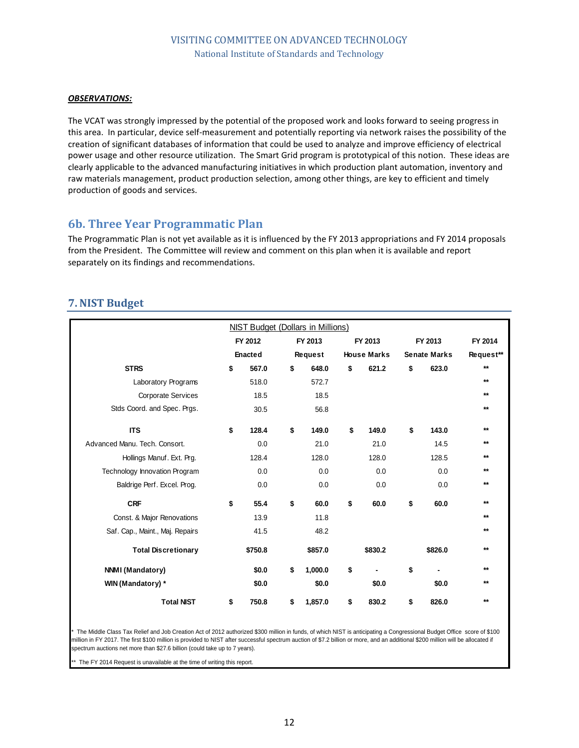***OBSERVATIONS:***

The VCAT was strongly impressed by the potential of the proposed work and looks forward to seeing progress in this area. In particular, device self-measurement and potentially reporting via network raises the possibility of the creation of significant databases of information that could be used to analyze and improve efficiency of electrical power usage and other resource utilization. The Smart Grid program is prototypical of this notion. These ideas are clearly applicable to the advanced manufacturing initiatives in which production plant automation, inventory and raw materials management, product production selection, among other things, are key to efficient and timely production of goods and services.

## 6b. Three Year Programmatic Plan

The Programmatic Plan is not yet available as it is influenced by the FY 2013 appropriations and FY 2014 proposals from the President. The Committee will review and comment on this plan when it is available and report separately on its findings and recommendations.

# 7. NIST Budget

NIST Budget (Dollars in Millions)

| | FY 2012 Enacted | FY 2013 Request | FY 2013 House Marks | FY 2013 Senate Marks | FY 2014 Request** |
|---|---|---|---|---|---|
| **STRS** | **$ 567.0** | **$ 648.0** | **$ 621.2** | **$ 623.0** | ** |
| Laboratory Programs | 518.0 | 572.7 | | | ** |
| Corporate Services | 18.5 | 18.5 | | | ** |
| Stds Coord. and Spec. Prgs. | 30.5 | 56.8 | | | ** |
| **ITS** | **$ 128.4** | **$ 149.0** | **$ 149.0** | **$ 143.0** | ** |
| Advanced Manu. Tech. Consort. | 0.0 | 21.0 | 21.0 | 14.5 | ** |
| Hollings Manuf. Ext. Prg. | 128.4 | 128.0 | 128.0 | 128.5 | ** |
| Technology Innovation Program | 0.0 | 0.0 | 0.0 | 0.0 | ** |
| Baldrige Perf. Excel. Prog. | 0.0 | 0.0 | 0.0 | 0.0 | ** |
| **CRF** | **$ 55.4** | **$ 60.0** | **$ 60.0** | **$ 60.0** | ** |
| Const. & Major Renovations | 13.9 | 11.8 | | | ** |
| Saf. Cap., Maint., Maj. Repairs | 41.5 | 48.2 | | | ** |
| **Total Discretionary** | **$750.8** | **$857.0** | **$830.2** | **$826.0** | ** |
| **NNMI (Mandatory)** | **$0.0** | **$ 1,000.0** | **$ -** | **$ -** | ** |
| **WIN (Mandatory) *** | **$0.0** | **$0.0** | **$0.0** | **$0.0** | ** |
| **Total NIST** | **$ 750.8** | **$ 1,857.0** | **$ 830.2** | **$ 826.0** | ** |

\* The Middle Class Tax Relief and Job Creation Act of 2012 authorized $300 million in funds, of which NIST is anticipating a Congressional Budget Office score of $100 million in FY 2017. The first $100 million is provided to NIST after successful spectrum auction of $7.2 billion or more, and an additional $200 million will be allocated if spectrum auctions net more than $27.6 billion (could take up to 7 years).

\** The FY 2014 Request is unavailable at the time of writing this report.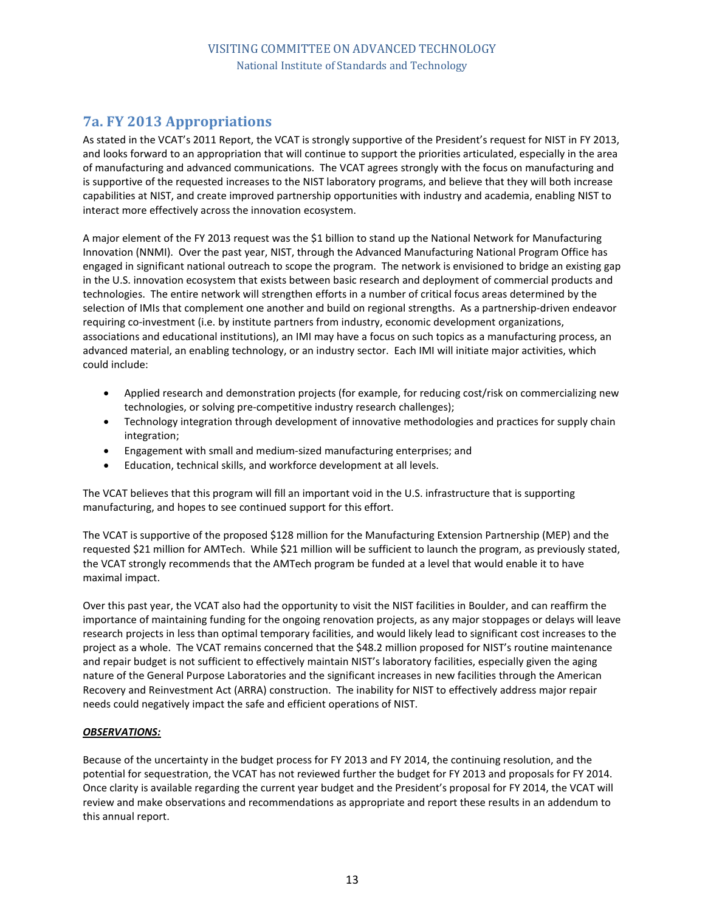## 7a. FY 2013 Appropriations

As stated in the VCAT's 2011 Report, the VCAT is strongly supportive of the President's request for NIST in FY 2013, and looks forward to an appropriation that will continue to support the priorities articulated, especially in the area of manufacturing and advanced communications. The VCAT agrees strongly with the focus on manufacturing and is supportive of the requested increases to the NIST laboratory programs, and believe that they will both increase capabilities at NIST, and create improved partnership opportunities with industry and academia, enabling NIST to interact more effectively across the innovation ecosystem.

A major element of the FY 2013 request was the $1 billion to stand up the National Network for Manufacturing Innovation (NNMI). Over the past year, NIST, through the Advanced Manufacturing National Program Office has engaged in significant national outreach to scope the program. The network is envisioned to bridge an existing gap in the U.S. innovation ecosystem that exists between basic research and deployment of commercial products and technologies. The entire network will strengthen efforts in a number of critical focus areas determined by the selection of IMIs that complement one another and build on regional strengths. As a partnership-driven endeavor requiring co-investment (i.e. by institute partners from industry, economic development organizations, associations and educational institutions), an IMI may have a focus on such topics as a manufacturing process, an advanced material, an enabling technology, or an industry sector. Each IMI will initiate major activities, which could include:

- Applied research and demonstration projects (for example, for reducing cost/risk on commercializing new technologies, or solving pre-competitive industry research challenges);
- Technology integration through development of innovative methodologies and practices for supply chain integration;
- Engagement with small and medium-sized manufacturing enterprises; and
- Education, technical skills, and workforce development at all levels.

The VCAT believes that this program will fill an important void in the U.S. infrastructure that is supporting manufacturing, and hopes to see continued support for this effort.

The VCAT is supportive of the proposed $128 million for the Manufacturing Extension Partnership (MEP) and the requested $21 million for AMTech. While $21 million will be sufficient to launch the program, as previously stated, the VCAT strongly recommends that the AMTech program be funded at a level that would enable it to have maximal impact.

Over this past year, the VCAT also had the opportunity to visit the NIST facilities in Boulder, and can reaffirm the importance of maintaining funding for the ongoing renovation projects, as any major stoppages or delays will leave research projects in less than optimal temporary facilities, and would likely lead to significant cost increases to the project as a whole. The VCAT remains concerned that the $48.2 million proposed for NIST's routine maintenance and repair budget is not sufficient to effectively maintain NIST's laboratory facilities, especially given the aging nature of the General Purpose Laboratories and the significant increases in new facilities through the American Recovery and Reinvestment Act (ARRA) construction. The inability for NIST to effectively address major repair needs could negatively impact the safe and efficient operations of NIST.

***OBSERVATIONS:***

Because of the uncertainty in the budget process for FY 2013 and FY 2014, the continuing resolution, and the potential for sequestration, the VCAT has not reviewed further the budget for FY 2013 and proposals for FY 2014. Once clarity is available regarding the current year budget and the President's proposal for FY 2014, the VCAT will review and make observations and recommendations as appropriate and report these results in an addendum to this annual report.